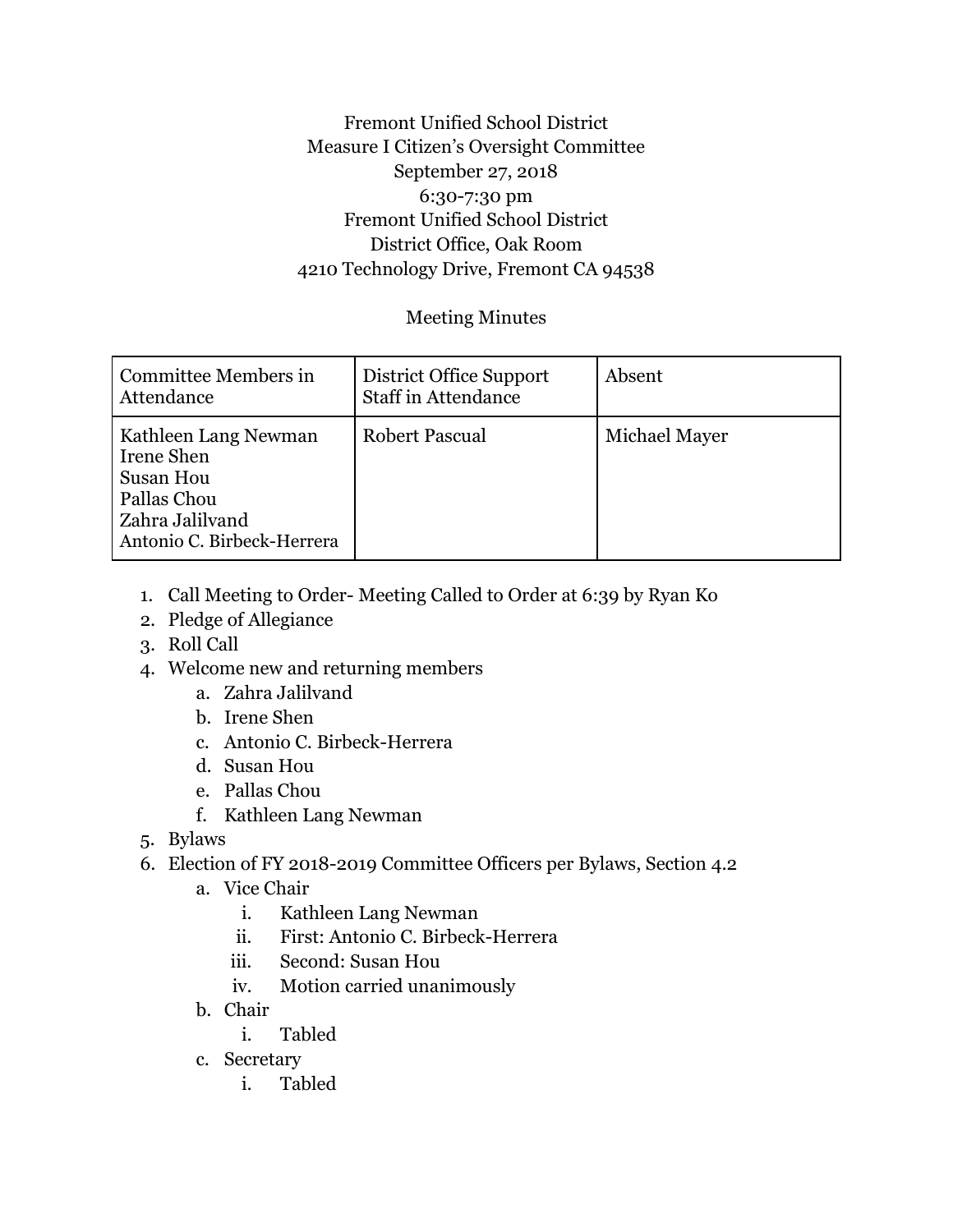Fremont Unified School District
Measure I Citizen's Oversight Committee
September 27, 2018
6:30-7:30 pm
Fremont Unified School District
District Office, Oak Room
4210 Technology Drive, Fremont CA 94538

Meeting Minutes

| Committee Members in Attendance | District Office Support Staff in Attendance | Absent |
|---|---|---|
| Kathleen Lang Newman<br>Irene Shen<br>Susan Hou<br>Pallas Chou<br>Zahra Jalilvand<br>Antonio C. Birbeck-Herrera | Robert Pascual | Michael Mayer |

1. Call Meeting to Order- Meeting Called to Order at 6:39 by Ryan Ko
2. Pledge of Allegiance
3. Roll Call
4. Welcome new and returning members
   a. Zahra Jalilvand
   b. Irene Shen
   c. Antonio C. Birbeck-Herrera
   d. Susan Hou
   e. Pallas Chou
   f. Kathleen Lang Newman
5. Bylaws
6. Election of FY 2018-2019 Committee Officers per Bylaws, Section 4.2
   a. Vice Chair
      i. Kathleen Lang Newman
      ii. First: Antonio C. Birbeck-Herrera
      iii. Second: Susan Hou
      iv. Motion carried unanimously
   b. Chair
      i. Tabled
   c. Secretary
      i. Tabled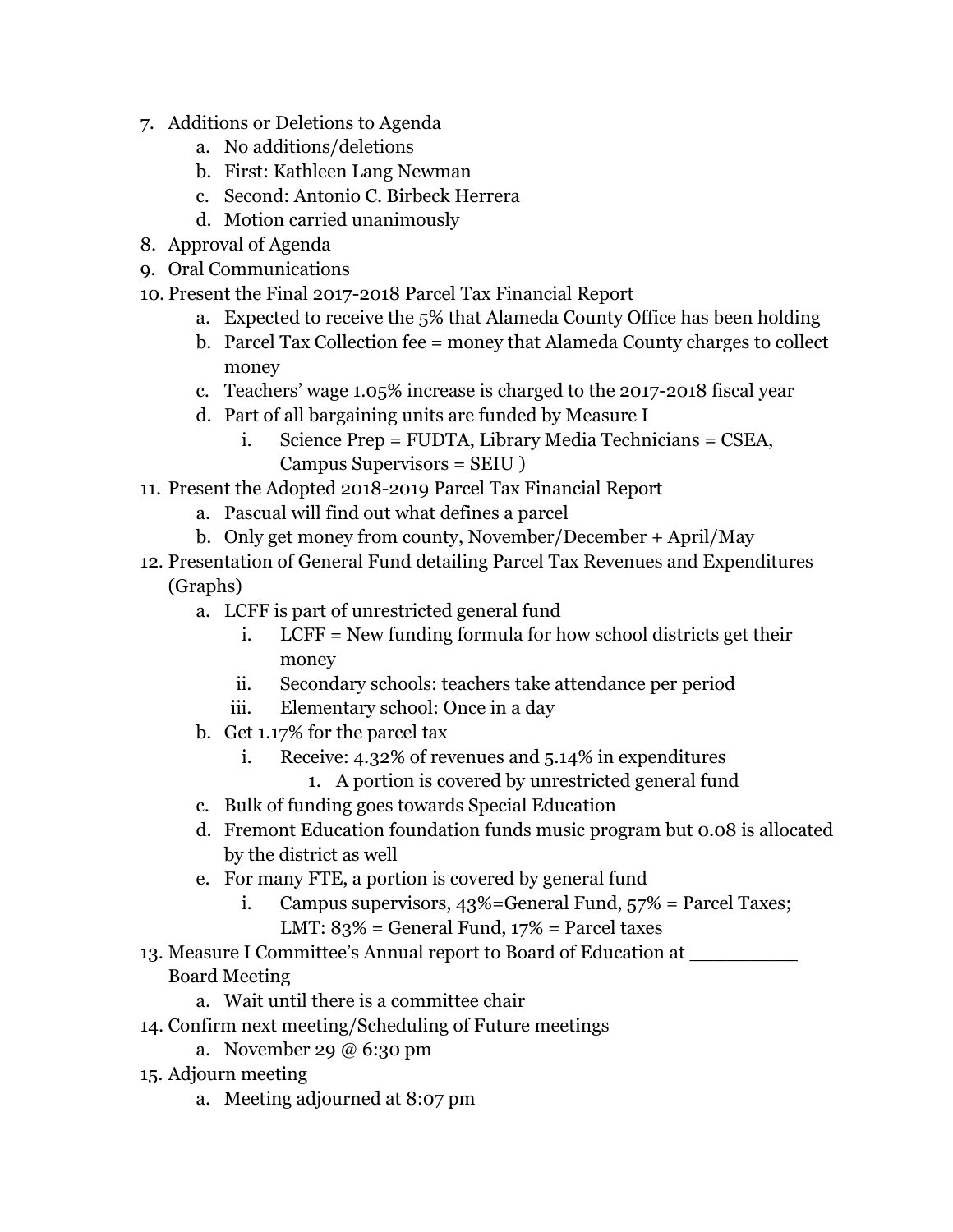7. Additions or Deletions to Agenda
    a. No additions/deletions
    b. First: Kathleen Lang Newman
    c. Second: Antonio C. Birbeck Herrera
    d. Motion carried unanimously
8. Approval of Agenda
9. Oral Communications
10. Present the Final 2017-2018 Parcel Tax Financial Report
    a. Expected to receive the 5% that Alameda County Office has been holding
    b. Parcel Tax Collection fee = money that Alameda County charges to collect money
    c. Teachers' wage 1.05% increase is charged to the 2017-2018 fiscal year
    d. Part of all bargaining units are funded by Measure I
        i. Science Prep = FUDTA, Library Media Technicians = CSEA, Campus Supervisors = SEIU )
11. Present the Adopted 2018-2019 Parcel Tax Financial Report
    a. Pascual will find out what defines a parcel
    b. Only get money from county, November/December + April/May
12. Presentation of General Fund detailing Parcel Tax Revenues and Expenditures (Graphs)
    a. LCFF is part of unrestricted general fund
        i. LCFF = New funding formula for how school districts get their money
        ii. Secondary schools: teachers take attendance per period
        iii. Elementary school: Once in a day
    b. Get 1.17% for the parcel tax
        i. Receive: 4.32% of revenues and 5.14% in expenditures
            1. A portion is covered by unrestricted general fund
    c. Bulk of funding goes towards Special Education
    d. Fremont Education foundation funds music program but 0.08 is allocated by the district as well
    e. For many FTE, a portion is covered by general fund
        i. Campus supervisors, 43%=General Fund, 57% = Parcel Taxes; LMT: 83% = General Fund, 17% = Parcel taxes
13. Measure I Committee's Annual report to Board of Education at __________ Board Meeting
    a. Wait until there is a committee chair
14. Confirm next meeting/Scheduling of Future meetings
    a. November 29 @ 6:30 pm
15. Adjourn meeting
    a. Meeting adjourned at 8:07 pm